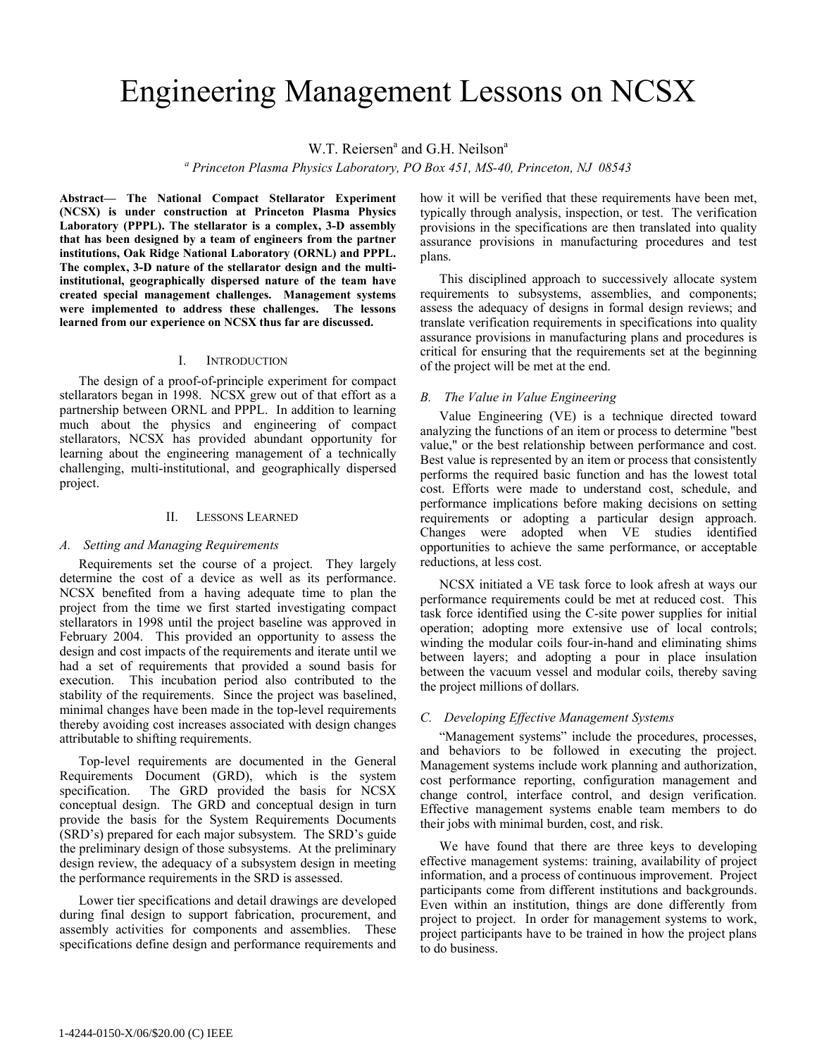# Engineering Management Lessons on NCSX

W.T. Reiersen[a] and G.H. Neilson[a]

[a] *Princeton Plasma Physics Laboratory, PO Box 451, MS-40, Princeton, NJ 08543*

***Abstract*— The National Compact Stellarator Experiment (NCSX) is under construction at Princeton Plasma Physics Laboratory (PPPL). The stellarator is a complex, 3-D assembly that has been designed by a team of engineers from the partner institutions, Oak Ridge National Laboratory (ORNL) and PPPL. The complex, 3-D nature of the stellarator design and the multi-institutional, geographically dispersed nature of the team have created special management challenges. Management systems were implemented to address these challenges. The lessons learned from our experience on NCSX thus far are discussed.**

## I. Introduction

The design of a proof-of-principle experiment for compact stellarators began in 1998. NCSX grew out of that effort as a partnership between ORNL and PPPL. In addition to learning much about the physics and engineering of compact stellarators, NCSX has provided abundant opportunity for learning about the engineering management of a technically challenging, multi-institutional, and geographically dispersed project.

## II. Lessons Learned

### *A. Setting and Managing Requirements*

Requirements set the course of a project. They largely determine the cost of a device as well as its performance. NCSX benefited from a having adequate time to plan the project from the time we first started investigating compact stellarators in 1998 until the project baseline was approved in February 2004. This provided an opportunity to assess the design and cost impacts of the requirements and iterate until we had a set of requirements that provided a sound basis for execution. This incubation period also contributed to the stability of the requirements. Since the project was baselined, minimal changes have been made in the top-level requirements thereby avoiding cost increases associated with design changes attributable to shifting requirements.

Top-level requirements are documented in the General Requirements Document (GRD), which is the system specification. The GRD provided the basis for NCSX conceptual design. The GRD and conceptual design in turn provide the basis for the System Requirements Documents (SRD's) prepared for each major subsystem. The SRD's guide the preliminary design of those subsystems. At the preliminary design review, the adequacy of a subsystem design in meeting the performance requirements in the SRD is assessed.

Lower tier specifications and detail drawings are developed during final design to support fabrication, procurement, and assembly activities for components and assemblies. These specifications define design and performance requirements and how it will be verified that these requirements have been met, typically through analysis, inspection, or test. The verification provisions in the specifications are then translated into quality assurance provisions in manufacturing procedures and test plans.

This disciplined approach to successively allocate system requirements to subsystems, assemblies, and components; assess the adequacy of designs in formal design reviews; and translate verification requirements in specifications into quality assurance provisions in manufacturing plans and procedures is critical for ensuring that the requirements set at the beginning of the project will be met at the end.

### *B. The Value in Value Engineering*

Value Engineering (VE) is a technique directed toward analyzing the functions of an item or process to determine "best value," or the best relationship between performance and cost. Best value is represented by an item or process that consistently performs the required basic function and has the lowest total cost. Efforts were made to understand cost, schedule, and performance implications before making decisions on setting requirements or adopting a particular design approach. Changes were adopted when VE studies identified opportunities to achieve the same performance, or acceptable reductions, at less cost.

NCSX initiated a VE task force to look afresh at ways our performance requirements could be met at reduced cost. This task force identified using the C-site power supplies for initial operation; adopting more extensive use of local controls; winding the modular coils four-in-hand and eliminating shims between layers; and adopting a pour in place insulation between the vacuum vessel and modular coils, thereby saving the project millions of dollars.

### *C. Developing Effective Management Systems*

"Management systems" include the procedures, processes, and behaviors to be followed in executing the project. Management systems include work planning and authorization, cost performance reporting, configuration management and change control, interface control, and design verification. Effective management systems enable team members to do their jobs with minimal burden, cost, and risk.

We have found that there are three keys to developing effective management systems: training, availability of project information, and a process of continuous improvement. Project participants come from different institutions and backgrounds. Even within an institution, things are done differently from project to project. In order for management systems to work, project participants have to be trained in how the project plans to do business.

1-4244-0150-X/06/$20.00 (C) IEEE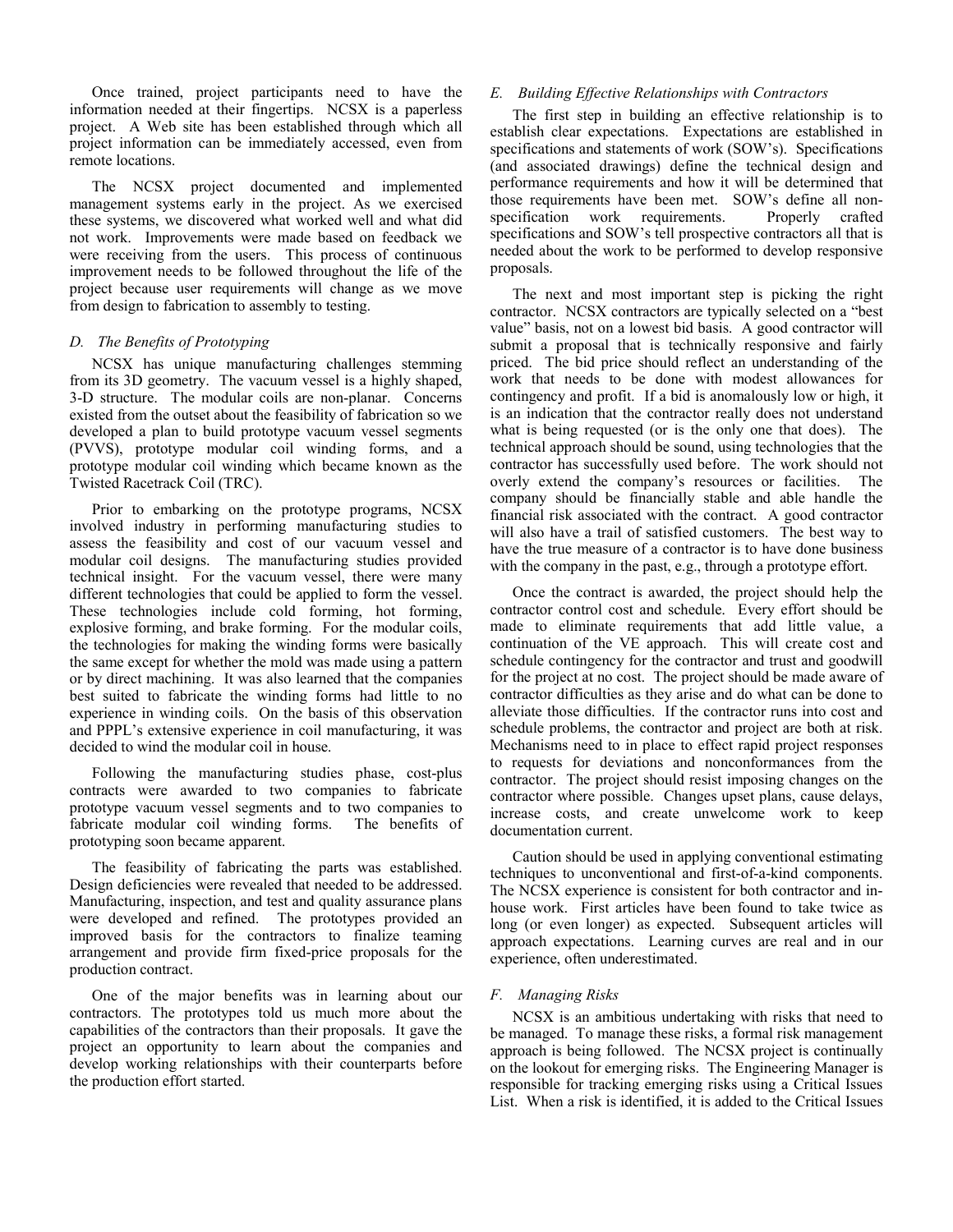Once trained, project participants need to have the information needed at their fingertips. NCSX is a paperless project. A Web site has been established through which all project information can be immediately accessed, even from remote locations.

The NCSX project documented and implemented management systems early in the project. As we exercised these systems, we discovered what worked well and what did not work. Improvements were made based on feedback we were receiving from the users. This process of continuous improvement needs to be followed throughout the life of the project because user requirements will change as we move from design to fabrication to assembly to testing.

### *D. The Benefits of Prototyping*

NCSX has unique manufacturing challenges stemming from its 3D geometry. The vacuum vessel is a highly shaped, 3-D structure. The modular coils are non-planar. Concerns existed from the outset about the feasibility of fabrication so we developed a plan to build prototype vacuum vessel segments (PVVS), prototype modular coil winding forms, and a prototype modular coil winding which became known as the Twisted Racetrack Coil (TRC).

Prior to embarking on the prototype programs, NCSX involved industry in performing manufacturing studies to assess the feasibility and cost of our vacuum vessel and modular coil designs. The manufacturing studies provided technical insight. For the vacuum vessel, there were many different technologies that could be applied to form the vessel. These technologies include cold forming, hot forming, explosive forming, and brake forming. For the modular coils, the technologies for making the winding forms were basically the same except for whether the mold was made using a pattern or by direct machining. It was also learned that the companies best suited to fabricate the winding forms had little to no experience in winding coils. On the basis of this observation and PPPL's extensive experience in coil manufacturing, it was decided to wind the modular coil in house.

Following the manufacturing studies phase, cost-plus contracts were awarded to two companies to fabricate prototype vacuum vessel segments and to two companies to fabricate modular coil winding forms. The benefits of prototyping soon became apparent.

The feasibility of fabricating the parts was established. Design deficiencies were revealed that needed to be addressed. Manufacturing, inspection, and test and quality assurance plans were developed and refined. The prototypes provided an improved basis for the contractors to finalize teaming arrangement and provide firm fixed-price proposals for the production contract.

One of the major benefits was in learning about our contractors. The prototypes told us much more about the capabilities of the contractors than their proposals. It gave the project an opportunity to learn about the companies and develop working relationships with their counterparts before the production effort started.

### *E. Building Effective Relationships with Contractors*

The first step in building an effective relationship is to establish clear expectations. Expectations are established in specifications and statements of work (SOW's). Specifications (and associated drawings) define the technical design and performance requirements and how it will be determined that those requirements have been met. SOW's define all non-specification work requirements. Properly crafted specifications and SOW's tell prospective contractors all that is needed about the work to be performed to develop responsive proposals.

The next and most important step is picking the right contractor. NCSX contractors are typically selected on a "best value" basis, not on a lowest bid basis. A good contractor will submit a proposal that is technically responsive and fairly priced. The bid price should reflect an understanding of the work that needs to be done with modest allowances for contingency and profit. If a bid is anomalously low or high, it is an indication that the contractor really does not understand what is being requested (or is the only one that does). The technical approach should be sound, using technologies that the contractor has successfully used before. The work should not overly extend the company's resources or facilities. The company should be financially stable and able handle the financial risk associated with the contract. A good contractor will also have a trail of satisfied customers. The best way to have the true measure of a contractor is to have done business with the company in the past, e.g., through a prototype effort.

Once the contract is awarded, the project should help the contractor control cost and schedule. Every effort should be made to eliminate requirements that add little value, a continuation of the VE approach. This will create cost and schedule contingency for the contractor and trust and goodwill for the project at no cost. The project should be made aware of contractor difficulties as they arise and do what can be done to alleviate those difficulties. If the contractor runs into cost and schedule problems, the contractor and project are both at risk. Mechanisms need to in place to effect rapid project responses to requests for deviations and nonconformances from the contractor. The project should resist imposing changes on the contractor where possible. Changes upset plans, cause delays, increase costs, and create unwelcome work to keep documentation current.

Caution should be used in applying conventional estimating techniques to unconventional and first-of-a-kind components. The NCSX experience is consistent for both contractor and in-house work. First articles have been found to take twice as long (or even longer) as expected. Subsequent articles will approach expectations. Learning curves are real and in our experience, often underestimated.

### *F. Managing Risks*

NCSX is an ambitious undertaking with risks that need to be managed. To manage these risks, a formal risk management approach is being followed. The NCSX project is continually on the lookout for emerging risks. The Engineering Manager is responsible for tracking emerging risks using a Critical Issues List. When a risk is identified, it is added to the Critical Issues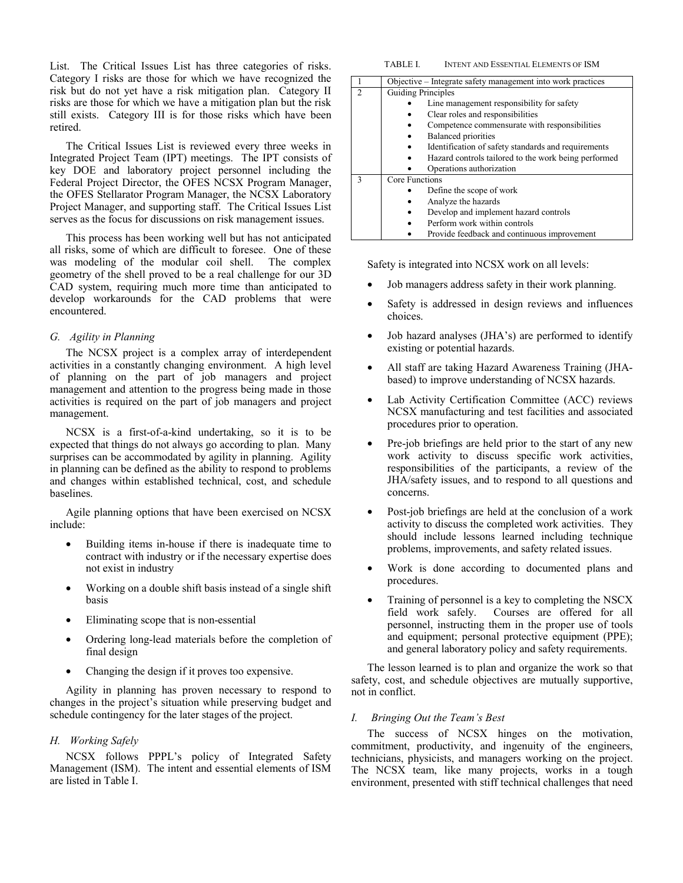List. The Critical Issues List has three categories of risks. Category I risks are those for which we have recognized the risk but do not yet have a risk mitigation plan. Category II risks are those for which we have a mitigation plan but the risk still exists. Category III is for those risks which have been retired.

The Critical Issues List is reviewed every three weeks in Integrated Project Team (IPT) meetings. The IPT consists of key DOE and laboratory project personnel including the Federal Project Director, the OFES NCSX Program Manager, the OFES Stellarator Program Manager, the NCSX Laboratory Project Manager, and supporting staff. The Critical Issues List serves as the focus for discussions on risk management issues.

This process has been working well but has not anticipated all risks, some of which are difficult to foresee. One of these was modeling of the modular coil shell. The complex geometry of the shell proved to be a real challenge for our 3D CAD system, requiring much more time than anticipated to develop workarounds for the CAD problems that were encountered.

### *G. Agility in Planning*

The NCSX project is a complex array of interdependent activities in a constantly changing environment. A high level of planning on the part of job managers and project management and attention to the progress being made in those activities is required on the part of job managers and project management.

NCSX is a first-of-a-kind undertaking, so it is to be expected that things do not always go according to plan. Many surprises can be accommodated by agility in planning. Agility in planning can be defined as the ability to respond to problems and changes within established technical, cost, and schedule baselines.

Agile planning options that have been exercised on NCSX include:

- Building items in-house if there is inadequate time to contract with industry or if the necessary expertise does not exist in industry
- Working on a double shift basis instead of a single shift basis
- Eliminating scope that is non-essential
- Ordering long-lead materials before the completion of final design
- Changing the design if it proves too expensive.

Agility in planning has proven necessary to respond to changes in the project's situation while preserving budget and schedule contingency for the later stages of the project.

### *H. Working Safely*

NCSX follows PPPL's policy of Integrated Safety Management (ISM). The intent and essential elements of ISM are listed in Table I.

TABLE I. INTENT AND ESSENTIAL ELEMENTS OF ISM

| | |
|---|---|
| 1 | Objective – Integrate safety management into work practices |
| 2 | Guiding Principles<br>• Line management responsibility for safety<br>• Clear roles and responsibilities<br>• Competence commensurate with responsibilities<br>• Balanced priorities<br>• Identification of safety standards and requirements<br>• Hazard controls tailored to the work being performed<br>• Operations authorization |
| 3 | Core Functions<br>• Define the scope of work<br>• Analyze the hazards<br>• Develop and implement hazard controls<br>• Perform work within controls<br>• Provide feedback and continuous improvement |

Safety is integrated into NCSX work on all levels:

- Job managers address safety in their work planning.
- Safety is addressed in design reviews and influences choices.
- Job hazard analyses (JHA's) are performed to identify existing or potential hazards.
- All staff are taking Hazard Awareness Training (JHA-based) to improve understanding of NCSX hazards.
- Lab Activity Certification Committee (ACC) reviews NCSX manufacturing and test facilities and associated procedures prior to operation.
- Pre-job briefings are held prior to the start of any new work activity to discuss specific work activities, responsibilities of the participants, a review of the JHA/safety issues, and to respond to all questions and concerns.
- Post-job briefings are held at the conclusion of a work activity to discuss the completed work activities. They should include lessons learned including technique problems, improvements, and safety related issues.
- Work is done according to documented plans and procedures.
- Training of personnel is a key to completing the NSCX field work safely. Courses are offered for all personnel, instructing them in the proper use of tools and equipment; personal protective equipment (PPE); and general laboratory policy and safety requirements.

The lesson learned is to plan and organize the work so that safety, cost, and schedule objectives are mutually supportive, not in conflict.

### *I. Bringing Out the Team's Best*

The success of NCSX hinges on the motivation, commitment, productivity, and ingenuity of the engineers, technicians, physicists, and managers working on the project. The NCSX team, like many projects, works in a tough environment, presented with stiff technical challenges that need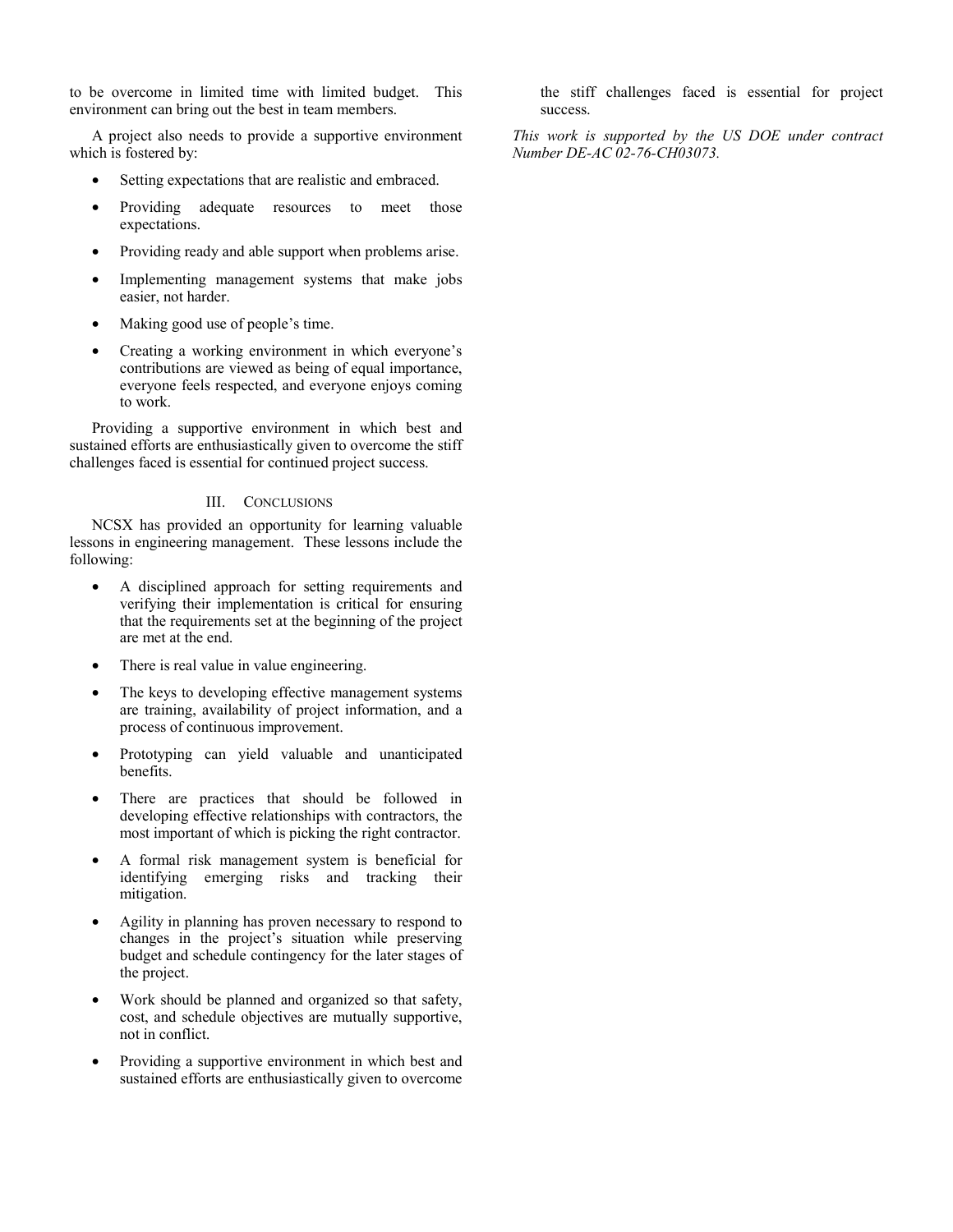to be overcome in limited time with limited budget. This environment can bring out the best in team members.

A project also needs to provide a supportive environment which is fostered by:

- Setting expectations that are realistic and embraced.
- Providing adequate resources to meet those expectations.
- Providing ready and able support when problems arise.
- Implementing management systems that make jobs easier, not harder.
- Making good use of people's time.
- Creating a working environment in which everyone's contributions are viewed as being of equal importance, everyone feels respected, and everyone enjoys coming to work.

Providing a supportive environment in which best and sustained efforts are enthusiastically given to overcome the stiff challenges faced is essential for continued project success.

## III. Conclusions

NCSX has provided an opportunity for learning valuable lessons in engineering management. These lessons include the following:

- A disciplined approach for setting requirements and verifying their implementation is critical for ensuring that the requirements set at the beginning of the project are met at the end.
- There is real value in value engineering.
- The keys to developing effective management systems are training, availability of project information, and a process of continuous improvement.
- Prototyping can yield valuable and unanticipated benefits.
- There are practices that should be followed in developing effective relationships with contractors, the most important of which is picking the right contractor.
- A formal risk management system is beneficial for identifying emerging risks and tracking their mitigation.
- Agility in planning has proven necessary to respond to changes in the project's situation while preserving budget and schedule contingency for the later stages of the project.
- Work should be planned and organized so that safety, cost, and schedule objectives are mutually supportive, not in conflict.
- Providing a supportive environment in which best and sustained efforts are enthusiastically given to overcome the stiff challenges faced is essential for project success.

*This work is supported by the US DOE under contract Number DE-AC 02-76-CH03073.*